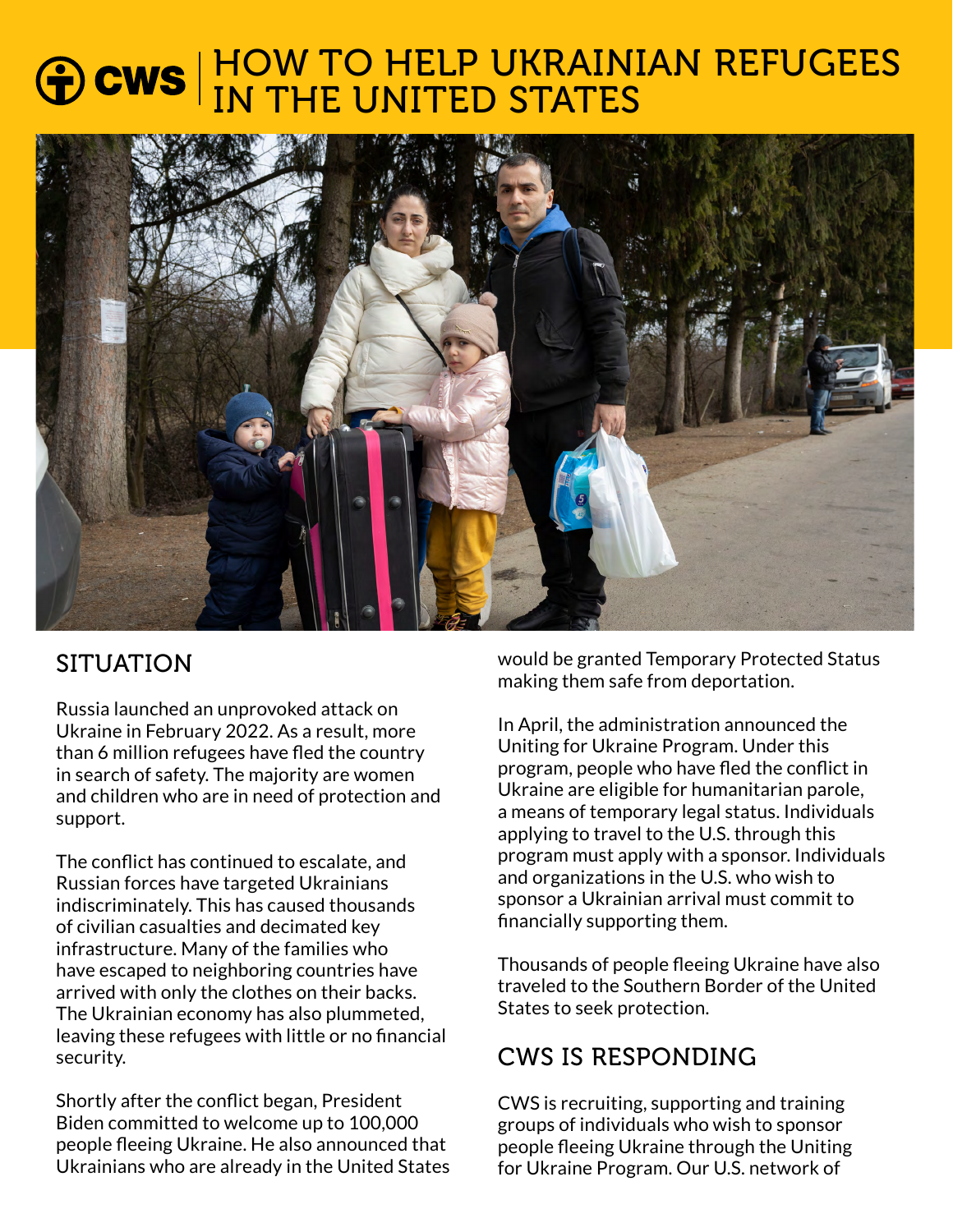# CWS | HOW TO HELP UKRAINIAN REFUGEES IN THE UNITED STATES

## SITUATION

Russia launched an unprovoked attack on Ukraine in February 2022. As a result, more than 6 million refugees have fled the country in search of safety. The majority are women and children who are in need of protection and support.

The conflict has continued to escalate, and Russian forces have targeted Ukrainians indiscriminately. This has caused thousands of civilian casualties and decimated key infrastructure. Many of the families who have escaped to neighboring countries have arrived with only the clothes on their backs. The Ukrainian economy has also plummeted, leaving these refugees with little or no financial security.

Shortly after the conflict began, President Biden committed to welcome up to 100,000 people fleeing Ukraine. He also announced that Ukrainians who are already in the United States would be granted Temporary Protected Status making them safe from deportation.

In April, the administration announced the Uniting for Ukraine Program. Under this program, people who have fled the conflict in Ukraine are eligible for humanitarian parole, a means of temporary legal status. Individuals applying to travel to the U.S. through this program must apply with a sponsor. Individuals and organizations in the U.S. who wish to sponsor a Ukrainian arrival must commit to financially supporting them.

Thousands of people fleeing Ukraine have also traveled to the Southern Border of the United States to seek protection.

## CWS IS RESPONDING

CWS is recruiting, supporting and training groups of individuals who wish to sponsor people fleeing Ukraine through the Uniting for Ukraine Program. Our U.S. network of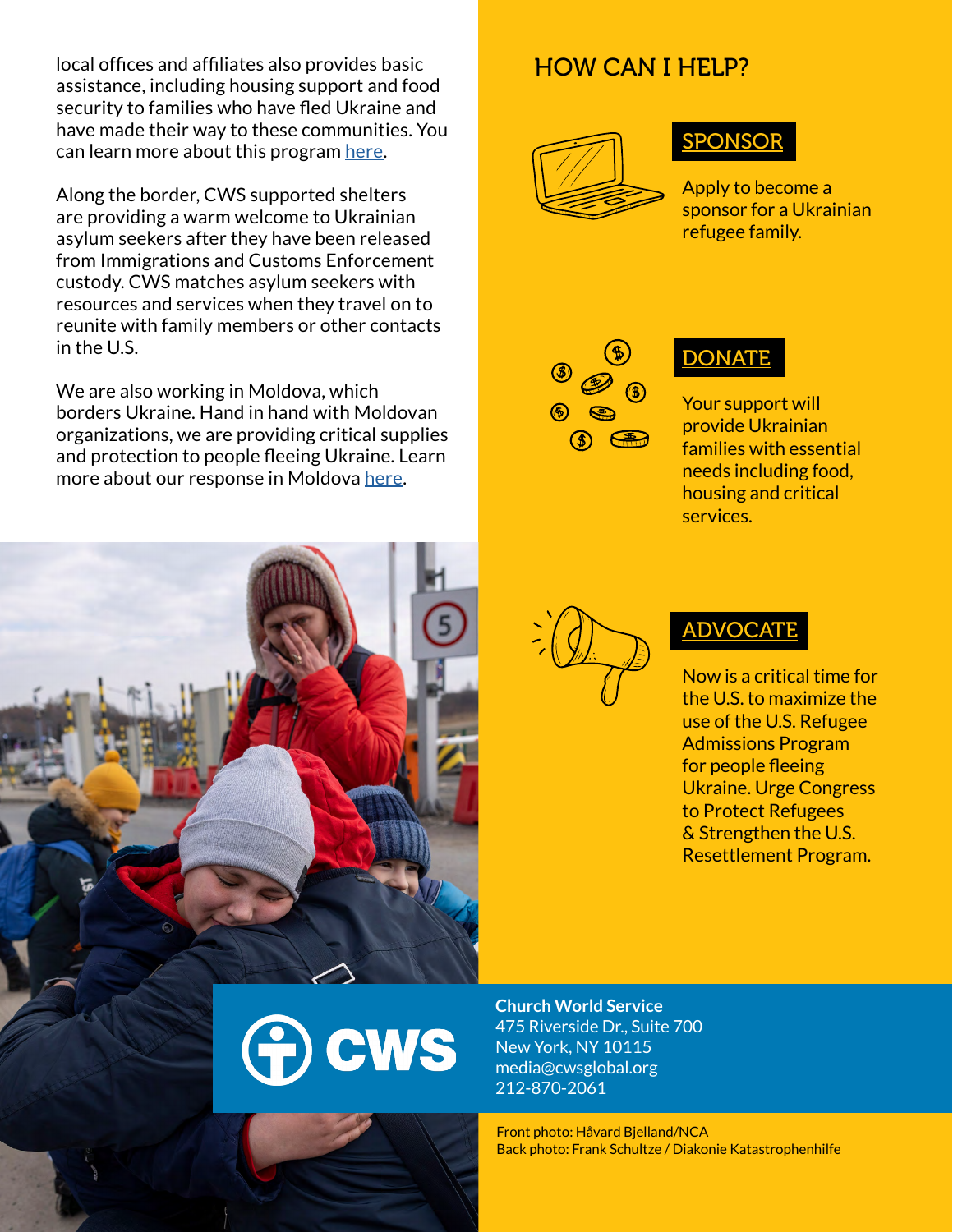local offices and affiliates also provides basic assistance, including housing support and food security to families who have fled Ukraine and have made their way to these communities. You can learn more about this program here.

Along the border, CWS supported shelters are providing a warm welcome to Ukrainian asylum seekers after they have been released from Immigrations and Customs Enforcement custody. CWS matches asylum seekers with resources and services when they travel on to reunite with family members or other contacts in the U.S.

We are also working in Moldova, which borders Ukraine. Hand in hand with Moldovan organizations, we are providing critical supplies and protection to people fleeing Ukraine. Learn more about our response in Moldova here.

## HOW CAN I HELP?

### SPONSOR

Apply to become a sponsor for a Ukrainian refugee family.

### DONATE

Your support will provide Ukrainian families with essential needs including food, housing and critical services.

### ADVOCATE

Now is a critical time for the U.S. to maximize the use of the U.S. Refugee Admissions Program for people fleeing Ukraine. Urge Congress to Protect Refugees & Strengthen the U.S. Resettlement Program.

CWS

**Church World Service**
475 Riverside Dr., Suite 700
New York, NY 10115
media@cwsglobal.org
212-870-2061

Front photo: Håvard Bjelland/NCA
Back photo: Frank Schultze / Diakonie Katastrophenhilfe